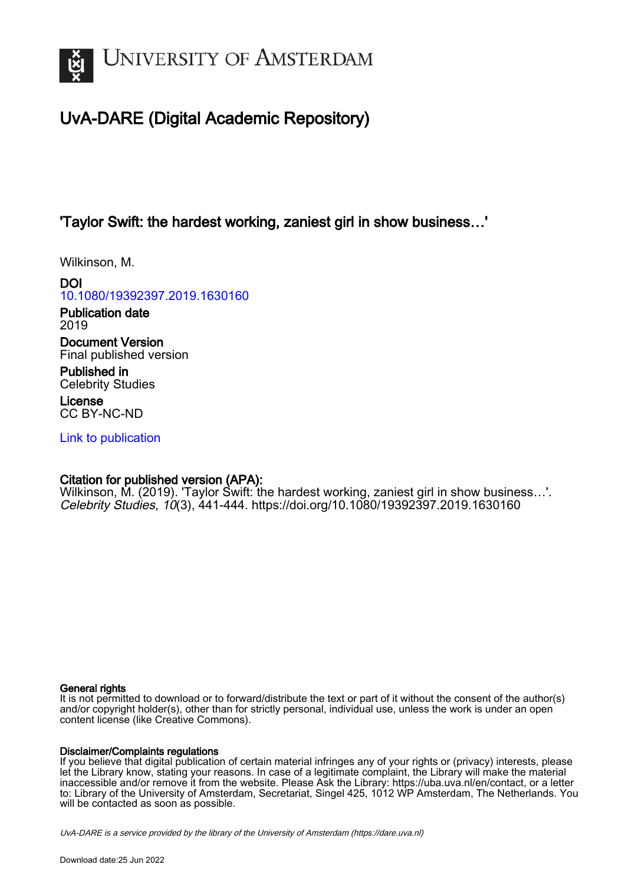UNIVERSITY OF AMSTERDAM

# UvA-DARE (Digital Academic Repository)

## 'Taylor Swift: the hardest working, zaniest girl in show business…'

Wilkinson, M.

**DOI**
10.1080/19392397.2019.1630160

**Publication date**
2019

**Document Version**
Final published version

**Published in**
Celebrity Studies

**License**
CC BY-NC-ND

Link to publication

**Citation for published version (APA):**
Wilkinson, M. (2019). 'Taylor Swift: the hardest working, zaniest girl in show business…'. *Celebrity Studies*, *10*(3), 441-444. https://doi.org/10.1080/19392397.2019.1630160

**General rights**
It is not permitted to download or to forward/distribute the text or part of it without the consent of the author(s) and/or copyright holder(s), other than for strictly personal, individual use, unless the work is under an open content license (like Creative Commons).

**Disclaimer/Complaints regulations**
If you believe that digital publication of certain material infringes any of your rights or (privacy) interests, please let the Library know, stating your reasons. In case of a legitimate complaint, the Library will make the material inaccessible and/or remove it from the website. Please Ask the Library: https://uba.uva.nl/en/contact, or a letter to: Library of the University of Amsterdam, Secretariat, Singel 425, 1012 WP Amsterdam, The Netherlands. You will be contacted as soon as possible.

*UvA-DARE is a service provided by the library of the University of Amsterdam (https://dare.uva.nl)*

Download date:25 Jun 2022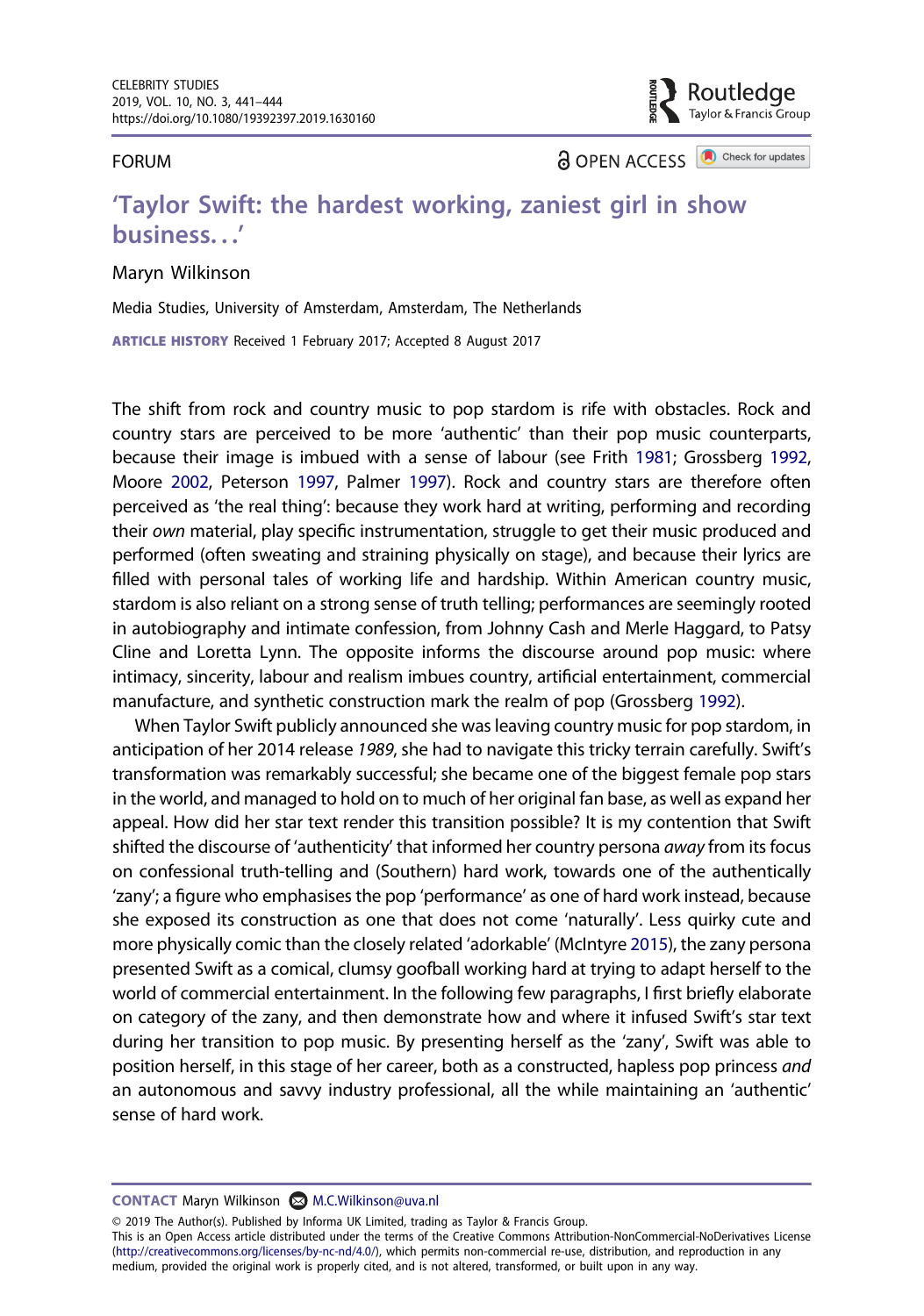FORUM

# 'Taylor Swift: the hardest working, zaniest girl in show business…'

Maryn Wilkinson

Media Studies, University of Amsterdam, Amsterdam, The Netherlands

**ARTICLE HISTORY** Received 1 February 2017; Accepted 8 August 2017

The shift from rock and country music to pop stardom is rife with obstacles. Rock and country stars are perceived to be more 'authentic' than their pop music counterparts, because their image is imbued with a sense of labour (see Frith 1981; Grossberg 1992, Moore 2002, Peterson 1997, Palmer 1997). Rock and country stars are therefore often perceived as 'the real thing': because they work hard at writing, performing and recording their *own* material, play specific instrumentation, struggle to get their music produced and performed (often sweating and straining physically on stage), and because their lyrics are filled with personal tales of working life and hardship. Within American country music, stardom is also reliant on a strong sense of truth telling; performances are seemingly rooted in autobiography and intimate confession, from Johnny Cash and Merle Haggard, to Patsy Cline and Loretta Lynn. The opposite informs the discourse around pop music: where intimacy, sincerity, labour and realism imbues country, artificial entertainment, commercial manufacture, and synthetic construction mark the realm of pop (Grossberg 1992).

When Taylor Swift publicly announced she was leaving country music for pop stardom, in anticipation of her 2014 release *1989*, she had to navigate this tricky terrain carefully. Swift's transformation was remarkably successful; she became one of the biggest female pop stars in the world, and managed to hold on to much of her original fan base, as well as expand her appeal. How did her star text render this transition possible? It is my contention that Swift shifted the discourse of 'authenticity' that informed her country persona *away* from its focus on confessional truth-telling and (Southern) hard work, towards one of the authentically 'zany'; a figure who emphasises the pop 'performance' as one of hard work instead, because she exposed its construction as one that does not come 'naturally'. Less quirky cute and more physically comic than the closely related 'adorkable' (McIntyre 2015), the zany persona presented Swift as a comical, clumsy goofball working hard at trying to adapt herself to the world of commercial entertainment. In the following few paragraphs, I first briefly elaborate on category of the zany, and then demonstrate how and where it infused Swift's star text during her transition to pop music. By presenting herself as the 'zany', Swift was able to position herself, in this stage of her career, both as a constructed, hapless pop princess *and* an autonomous and savvy industry professional, all the while maintaining an 'authentic' sense of hard work.

**CONTACT** Maryn Wilkinson M.C.Wilkinson@uva.nl

© 2019 The Author(s). Published by Informa UK Limited, trading as Taylor & Francis Group.
This is an Open Access article distributed under the terms of the Creative Commons Attribution-NonCommercial-NoDerivatives License (http://creativecommons.org/licenses/by-nc-nd/4.0/), which permits non-commercial re-use, distribution, and reproduction in any medium, provided the original work is properly cited, and is not altered, transformed, or built upon in any way.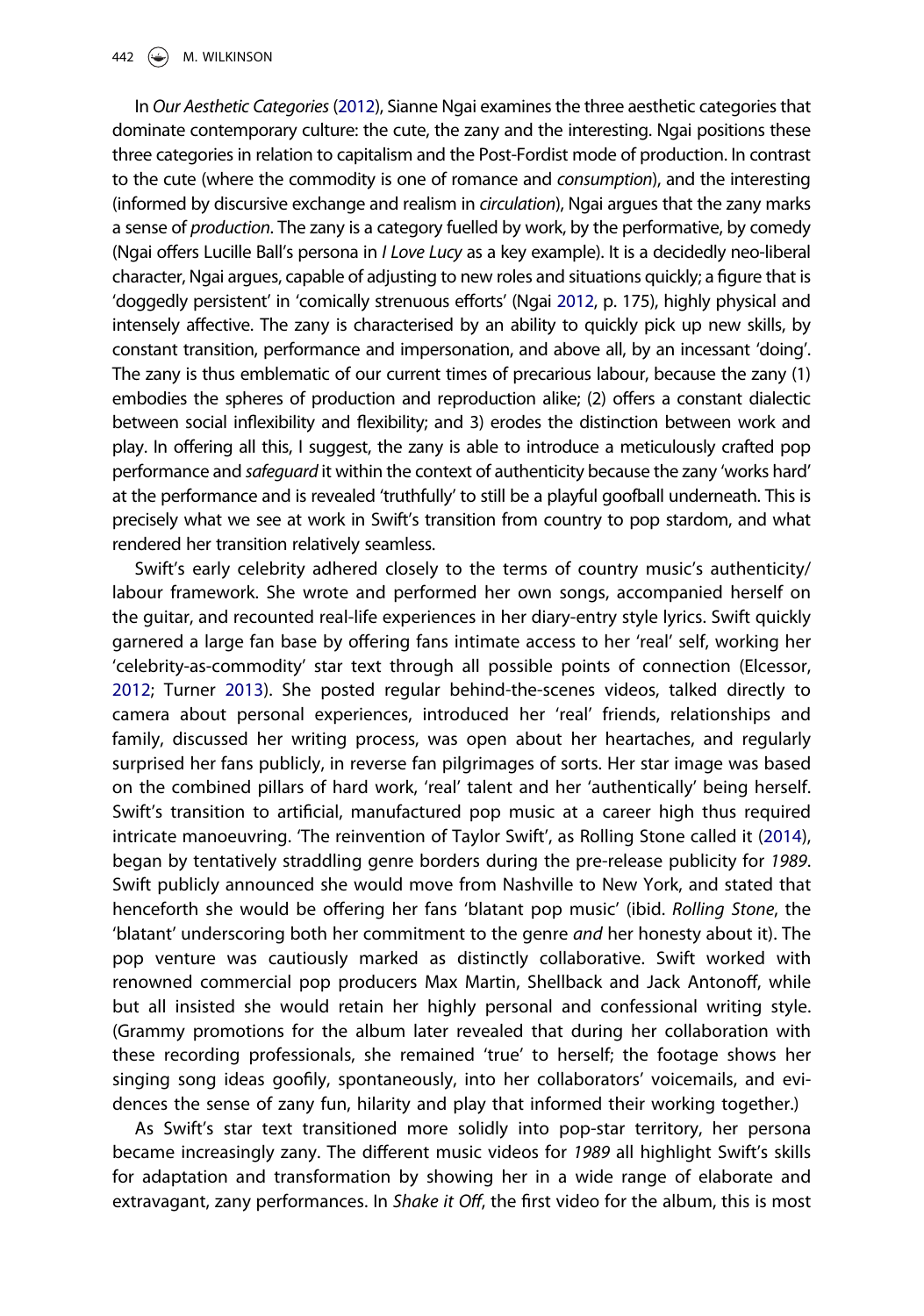In *Our Aesthetic Categories* (2012), Sianne Ngai examines the three aesthetic categories that dominate contemporary culture: the cute, the zany and the interesting. Ngai positions these three categories in relation to capitalism and the Post-Fordist mode of production. In contrast to the cute (where the commodity is one of romance and *consumption*), and the interesting (informed by discursive exchange and realism in *circulation*), Ngai argues that the zany marks a sense of *production*. The zany is a category fuelled by work, by the performative, by comedy (Ngai offers Lucille Ball's persona in *I Love Lucy* as a key example). It is a decidedly neo-liberal character, Ngai argues, capable of adjusting to new roles and situations quickly; a figure that is 'doggedly persistent' in 'comically strenuous efforts' (Ngai 2012, p. 175), highly physical and intensely affective. The zany is characterised by an ability to quickly pick up new skills, by constant transition, performance and impersonation, and above all, by an incessant 'doing'. The zany is thus emblematic of our current times of precarious labour, because the zany (1) embodies the spheres of production and reproduction alike; (2) offers a constant dialectic between social inflexibility and flexibility; and 3) erodes the distinction between work and play. In offering all this, I suggest, the zany is able to introduce a meticulously crafted pop performance and *safeguard* it within the context of authenticity because the zany 'works hard' at the performance and is revealed 'truthfully' to still be a playful goofball underneath. This is precisely what we see at work in Swift's transition from country to pop stardom, and what rendered her transition relatively seamless.

Swift's early celebrity adhered closely to the terms of country music's authenticity/labour framework. She wrote and performed her own songs, accompanied herself on the guitar, and recounted real-life experiences in her diary-entry style lyrics. Swift quickly garnered a large fan base by offering fans intimate access to her 'real' self, working her 'celebrity-as-commodity' star text through all possible points of connection (Elcessor, 2012; Turner 2013). She posted regular behind-the-scenes videos, talked directly to camera about personal experiences, introduced her 'real' friends, relationships and family, discussed her writing process, was open about her heartaches, and regularly surprised her fans publicly, in reverse fan pilgrimages of sorts. Her star image was based on the combined pillars of hard work, 'real' talent and her 'authentically' being herself. Swift's transition to artificial, manufactured pop music at a career high thus required intricate manoeuvring. 'The reinvention of Taylor Swift', as Rolling Stone called it (2014), began by tentatively straddling genre borders during the pre-release publicity for *1989*. Swift publicly announced she would move from Nashville to New York, and stated that henceforth she would be offering her fans 'blatant pop music' (ibid. *Rolling Stone*, the 'blatant' underscoring both her commitment to the genre *and* her honesty about it). The pop venture was cautiously marked as distinctly collaborative. Swift worked with renowned commercial pop producers Max Martin, Shellback and Jack Antonoff, while but all insisted she would retain her highly personal and confessional writing style. (Grammy promotions for the album later revealed that during her collaboration with these recording professionals, she remained 'true' to herself; the footage shows her singing song ideas goofily, spontaneously, into her collaborators' voicemails, and evidences the sense of zany fun, hilarity and play that informed their working together.)

As Swift's star text transitioned more solidly into pop-star territory, her persona became increasingly zany. The different music videos for *1989* all highlight Swift's skills for adaptation and transformation by showing her in a wide range of elaborate and extravagant, zany performances. In *Shake it Off*, the first video for the album, this is most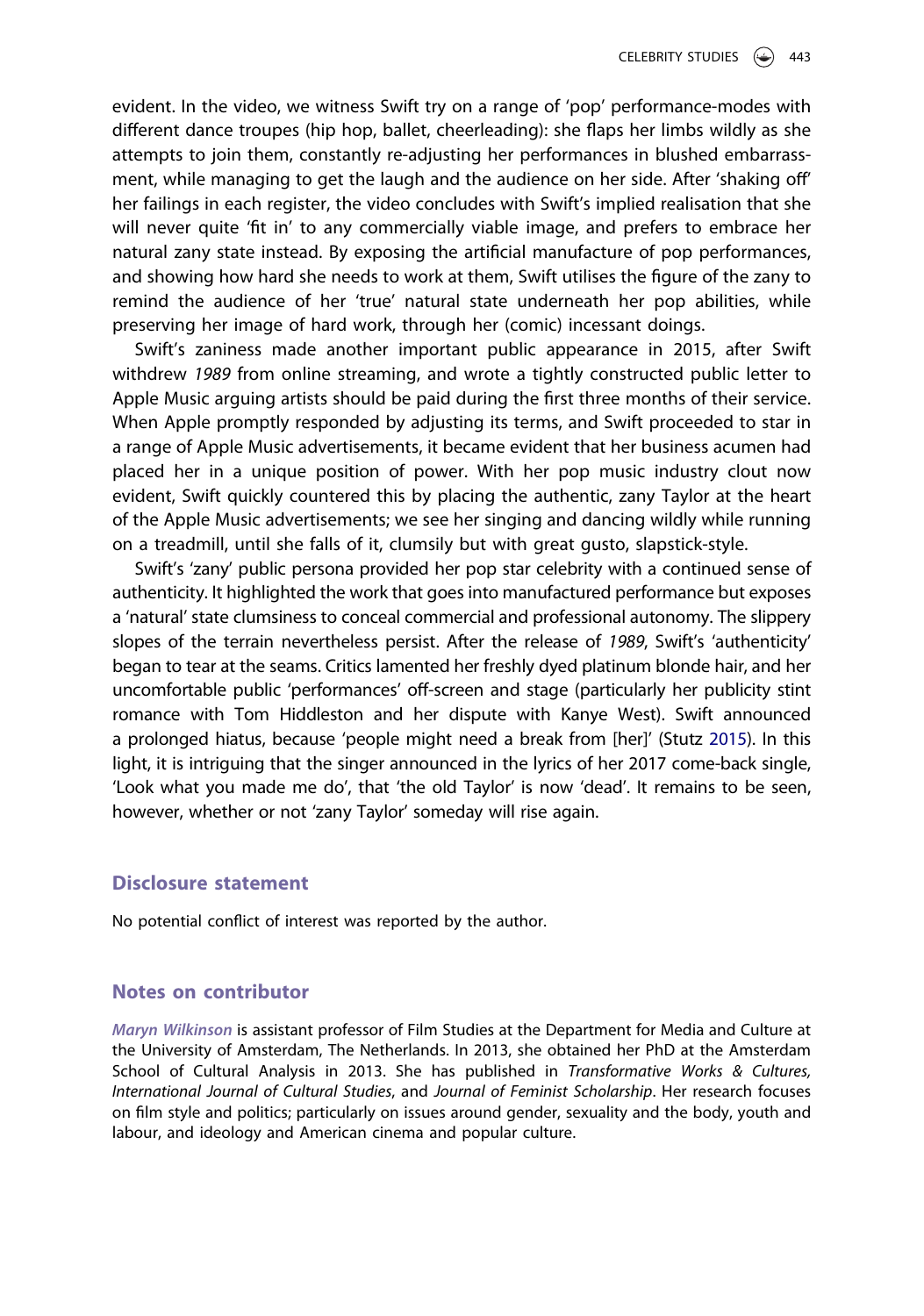evident. In the video, we witness Swift try on a range of 'pop' performance-modes with different dance troupes (hip hop, ballet, cheerleading): she flaps her limbs wildly as she attempts to join them, constantly re-adjusting her performances in blushed embarrassment, while managing to get the laugh and the audience on her side. After 'shaking off' her failings in each register, the video concludes with Swift's implied realisation that she will never quite 'fit in' to any commercially viable image, and prefers to embrace her natural zany state instead. By exposing the artificial manufacture of pop performances, and showing how hard she needs to work at them, Swift utilises the figure of the zany to remind the audience of her 'true' natural state underneath her pop abilities, while preserving her image of hard work, through her (comic) incessant doings.

Swift's zaniness made another important public appearance in 2015, after Swift withdrew *1989* from online streaming, and wrote a tightly constructed public letter to Apple Music arguing artists should be paid during the first three months of their service. When Apple promptly responded by adjusting its terms, and Swift proceeded to star in a range of Apple Music advertisements, it became evident that her business acumen had placed her in a unique position of power. With her pop music industry clout now evident, Swift quickly countered this by placing the authentic, zany Taylor at the heart of the Apple Music advertisements; we see her singing and dancing wildly while running on a treadmill, until she falls of it, clumsily but with great gusto, slapstick-style.

Swift's 'zany' public persona provided her pop star celebrity with a continued sense of authenticity. It highlighted the work that goes into manufactured performance but exposes a 'natural' state clumsiness to conceal commercial and professional autonomy. The slippery slopes of the terrain nevertheless persist. After the release of *1989*, Swift's 'authenticity' began to tear at the seams. Critics lamented her freshly dyed platinum blonde hair, and her uncomfortable public 'performances' off-screen and stage (particularly her publicity stint romance with Tom Hiddleston and her dispute with Kanye West). Swift announced a prolonged hiatus, because 'people might need a break from [her]' (Stutz 2015). In this light, it is intriguing that the singer announced in the lyrics of her 2017 come-back single, 'Look what you made me do', that 'the old Taylor' is now 'dead'. It remains to be seen, however, whether or not 'zany Taylor' someday will rise again.

## Disclosure statement

No potential conflict of interest was reported by the author.

## Notes on contributor

*Maryn Wilkinson* is assistant professor of Film Studies at the Department for Media and Culture at the University of Amsterdam, The Netherlands. In 2013, she obtained her PhD at the Amsterdam School of Cultural Analysis in 2013. She has published in *Transformative Works & Cultures, International Journal of Cultural Studies*, and *Journal of Feminist Scholarship*. Her research focuses on film style and politics; particularly on issues around gender, sexuality and the body, youth and labour, and ideology and American cinema and popular culture.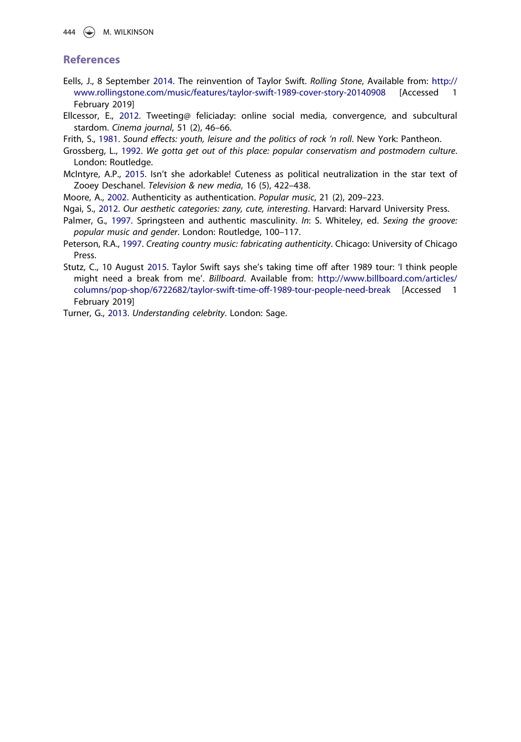## References

Eells, J., 8 September 2014. The reinvention of Taylor Swift. *Rolling Stone*, Available from: http://www.rollingstone.com/music/features/taylor-swift-1989-cover-story-20140908 [Accessed 1 February 2019]

Ellcessor, E., 2012. Tweeting@ feliciaday: online social media, convergence, and subcultural stardom. *Cinema journal*, 51 (2), 46–66.

Frith, S., 1981. *Sound effects: youth, leisure and the politics of rock 'n roll*. New York: Pantheon.

Grossberg, L., 1992. *We gotta get out of this place: popular conservatism and postmodern culture*. London: Routledge.

McIntyre, A.P., 2015. Isn't she adorkable! Cuteness as political neutralization in the star text of Zooey Deschanel. *Television & new media*, 16 (5), 422–438.

Moore, A., 2002. Authenticity as authentication. *Popular music*, 21 (2), 209–223.

Ngai, S., 2012. *Our aesthetic categories: zany, cute, interesting*. Harvard: Harvard University Press.

Palmer, G., 1997. Springsteen and authentic masculinity. *In*: S. Whiteley, ed. *Sexing the groove: popular music and gender*. London: Routledge, 100–117.

Peterson, R.A., 1997. *Creating country music: fabricating authenticity*. Chicago: University of Chicago Press.

Stutz, C., 10 August 2015. Taylor Swift says she's taking time off after 1989 tour: 'I think people might need a break from me'. *Billboard*. Available from: http://www.billboard.com/articles/columns/pop-shop/6722682/taylor-swift-time-off-1989-tour-people-need-break [Accessed 1 February 2019]

Turner, G., 2013. *Understanding celebrity*. London: Sage.